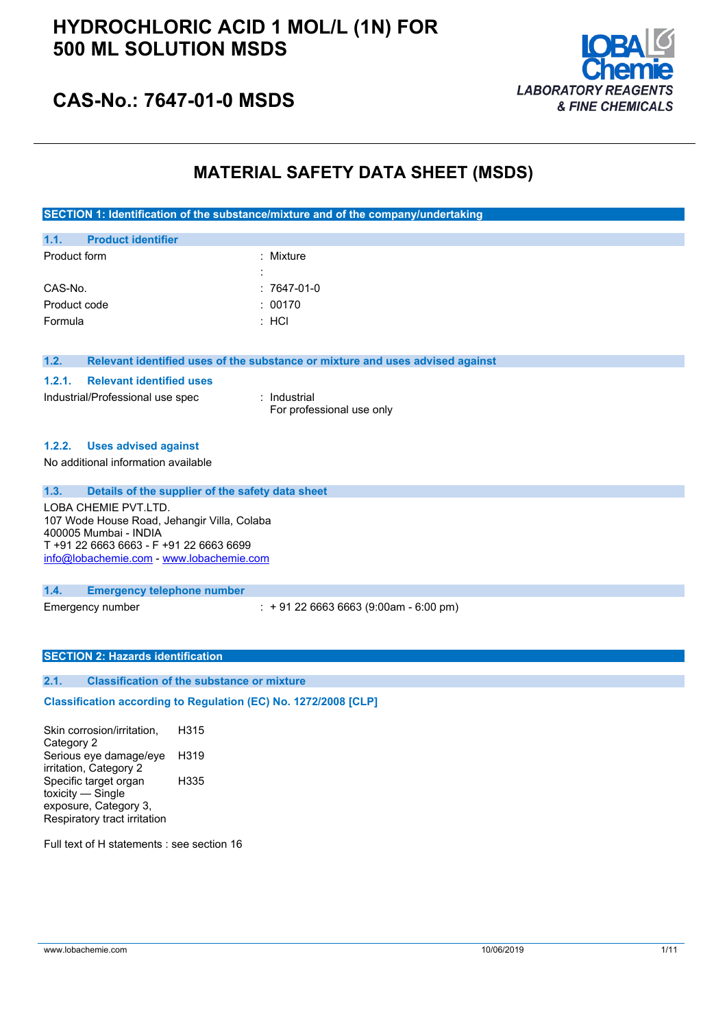# HYDROCHLORIC ACID 1 MOL/L (1N) FOR 500 ML SOLUTION MSDS

## CAS-No.: 7647-01-0 MSDS

LOBA Chemie
*LABORATORY REAGENTS & FINE CHEMICALS*

# MATERIAL SAFETY DATA SHEET (MSDS)

## SECTION 1: Identification of the substance/mixture and of the company/undertaking

### 1.1. Product identifier

| | |
|---|---|
| Product form | : Mixture |
| | : |
| CAS-No. | : 7647-01-0 |
| Product code | : 00170 |
| Formula | : HCl |

### 1.2. Relevant identified uses of the substance or mixture and uses advised against

#### 1.2.1. Relevant identified uses

| | |
|---|---|
| Industrial/Professional use spec | : Industrial<br>For professional use only |

#### 1.2.2. Uses advised against

No additional information available

### 1.3. Details of the supplier of the safety data sheet

LOBA CHEMIE PVT.LTD.
107 Wode House Road, Jehangir Villa, Colaba
400005 Mumbai - INDIA
T +91 22 6663 6663 - F +91 22 6663 6699
info@lobachemie.com - www.lobachemie.com

### 1.4. Emergency telephone number

| | |
|---|---|
| Emergency number | : + 91 22 6663 6663 (9:00am - 6:00 pm) |

## SECTION 2: Hazards identification

### 2.1. Classification of the substance or mixture

**Classification according to Regulation (EC) No. 1272/2008 [CLP]**

| | |
|---|---|
| Skin corrosion/irritation, Category 2 | H315 |
| Serious eye damage/eye irritation, Category 2 | H319 |
| Specific target organ toxicity — Single exposure, Category 3, Respiratory tract irritation | H335 |

Full text of H statements : see section 16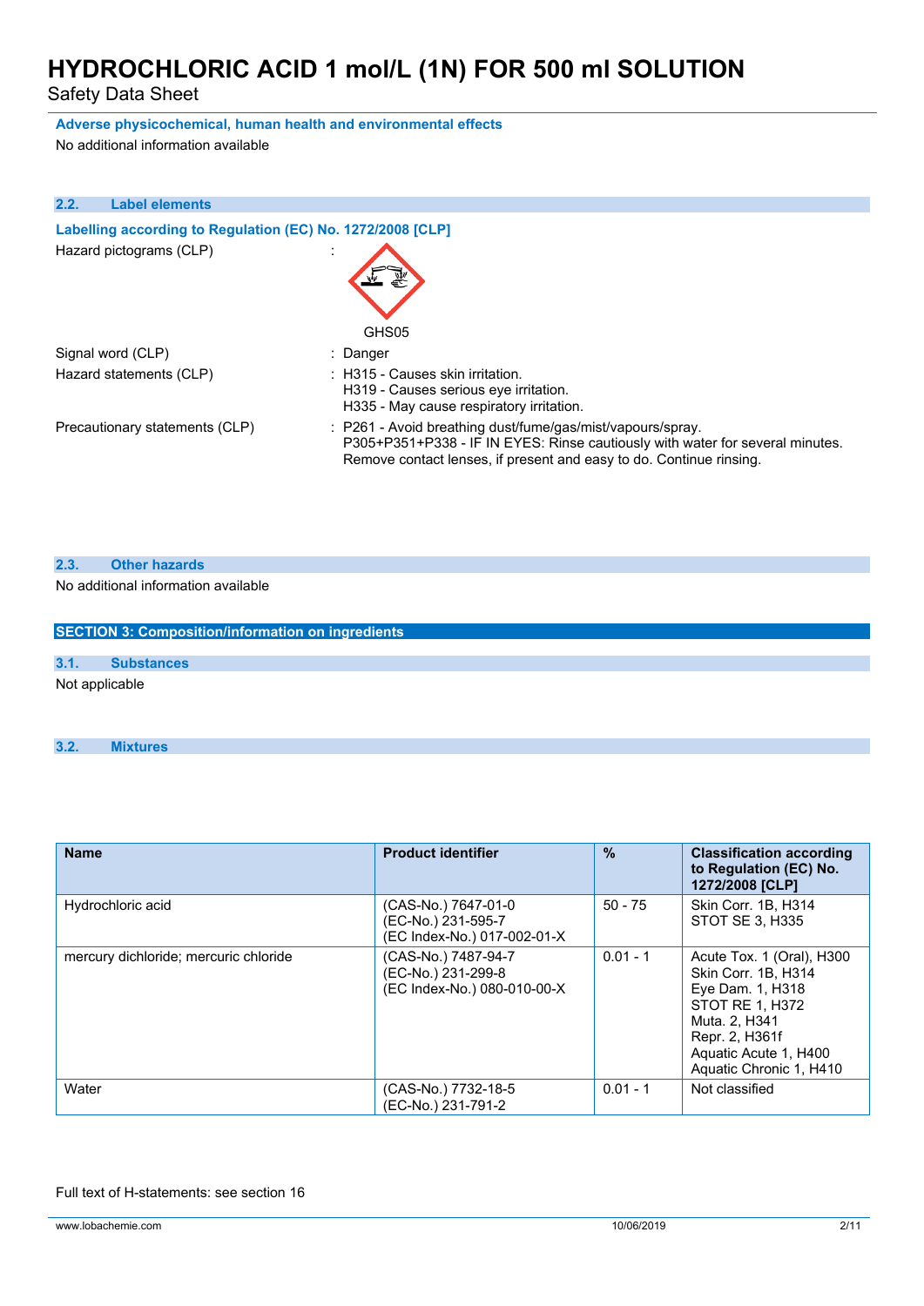**Adverse physicochemical, human health and environmental effects**

No additional information available

## 2.2. Label elements

**Labelling according to Regulation (EC) No. 1272/2008 [CLP]**

Hazard pictograms (CLP) :

GHS05

Signal word (CLP) : Danger

Hazard statements (CLP) : H315 - Causes skin irritation.
H319 - Causes serious eye irritation.
H335 - May cause respiratory irritation.

Precautionary statements (CLP) : P261 - Avoid breathing dust/fume/gas/mist/vapours/spray.
P305+P351+P338 - IF IN EYES: Rinse cautiously with water for several minutes. Remove contact lenses, if present and easy to do. Continue rinsing.

## 2.3. Other hazards

No additional information available

# SECTION 3: Composition/information on ingredients

## 3.1. Substances

Not applicable

## 3.2. Mixtures

| Name | Product identifier | % | Classification according to Regulation (EC) No. 1272/2008 [CLP] |
|---|---|---|---|
| Hydrochloric acid | (CAS-No.) 7647-01-0<br>(EC-No.) 231-595-7<br>(EC Index-No.) 017-002-01-X | 50 - 75 | Skin Corr. 1B, H314<br>STOT SE 3, H335 |
| mercury dichloride; mercuric chloride | (CAS-No.) 7487-94-7<br>(EC-No.) 231-299-8<br>(EC Index-No.) 080-010-00-X | 0.01 - 1 | Acute Tox. 1 (Oral), H300<br>Skin Corr. 1B, H314<br>Eye Dam. 1, H318<br>STOT RE 1, H372<br>Muta. 2, H341<br>Repr. 2, H361f<br>Aquatic Acute 1, H400<br>Aquatic Chronic 1, H410 |
| Water | (CAS-No.) 7732-18-5<br>(EC-No.) 231-791-2 | 0.01 - 1 | Not classified |

Full text of H-statements: see section 16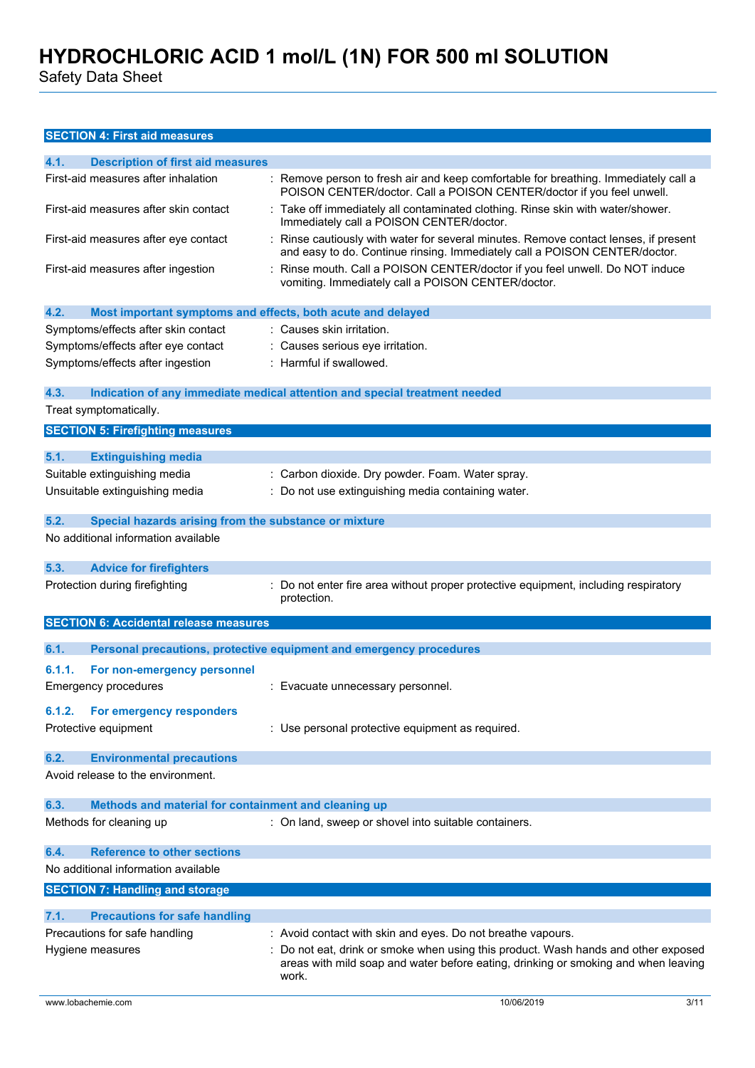## SECTION 4: First aid measures

### 4.1. Description of first aid measures

| | |
|---|---|
| First-aid measures after inhalation | : Remove person to fresh air and keep comfortable for breathing. Immediately call a POISON CENTER/doctor. Call a POISON CENTER/doctor if you feel unwell. |
| First-aid measures after skin contact | : Take off immediately all contaminated clothing. Rinse skin with water/shower. Immediately call a POISON CENTER/doctor. |
| First-aid measures after eye contact | : Rinse cautiously with water for several minutes. Remove contact lenses, if present and easy to do. Continue rinsing. Immediately call a POISON CENTER/doctor. |
| First-aid measures after ingestion | : Rinse mouth. Call a POISON CENTER/doctor if you feel unwell. Do NOT induce vomiting. Immediately call a POISON CENTER/doctor. |

### 4.2. Most important symptoms and effects, both acute and delayed

| | |
|---|---|
| Symptoms/effects after skin contact | : Causes skin irritation. |
| Symptoms/effects after eye contact | : Causes serious eye irritation. |
| Symptoms/effects after ingestion | : Harmful if swallowed. |

### 4.3. Indication of any immediate medical attention and special treatment needed

Treat symptomatically.

## SECTION 5: Firefighting measures

### 5.1. Extinguishing media

| | |
|---|---|
| Suitable extinguishing media | : Carbon dioxide. Dry powder. Foam. Water spray. |
| Unsuitable extinguishing media | : Do not use extinguishing media containing water. |

### 5.2. Special hazards arising from the substance or mixture

No additional information available

### 5.3. Advice for firefighters

| | |
|---|---|
| Protection during firefighting | : Do not enter fire area without proper protective equipment, including respiratory protection. |

## SECTION 6: Accidental release measures

### 6.1. Personal precautions, protective equipment and emergency procedures

#### 6.1.1. For non-emergency personnel

| | |
|---|---|
| Emergency procedures | : Evacuate unnecessary personnel. |

#### 6.1.2. For emergency responders

| | |
|---|---|
| Protective equipment | : Use personal protective equipment as required. |

### 6.2. Environmental precautions

Avoid release to the environment.

### 6.3. Methods and material for containment and cleaning up

| | |
|---|---|
| Methods for cleaning up | : On land, sweep or shovel into suitable containers. |

### 6.4. Reference to other sections

No additional information available

## SECTION 7: Handling and storage

### 7.1. Precautions for safe handling

| | |
|---|---|
| Precautions for safe handling | : Avoid contact with skin and eyes. Do not breathe vapours. |
| Hygiene measures | : Do not eat, drink or smoke when using this product. Wash hands and other exposed areas with mild soap and water before eating, drinking or smoking and when leaving work. |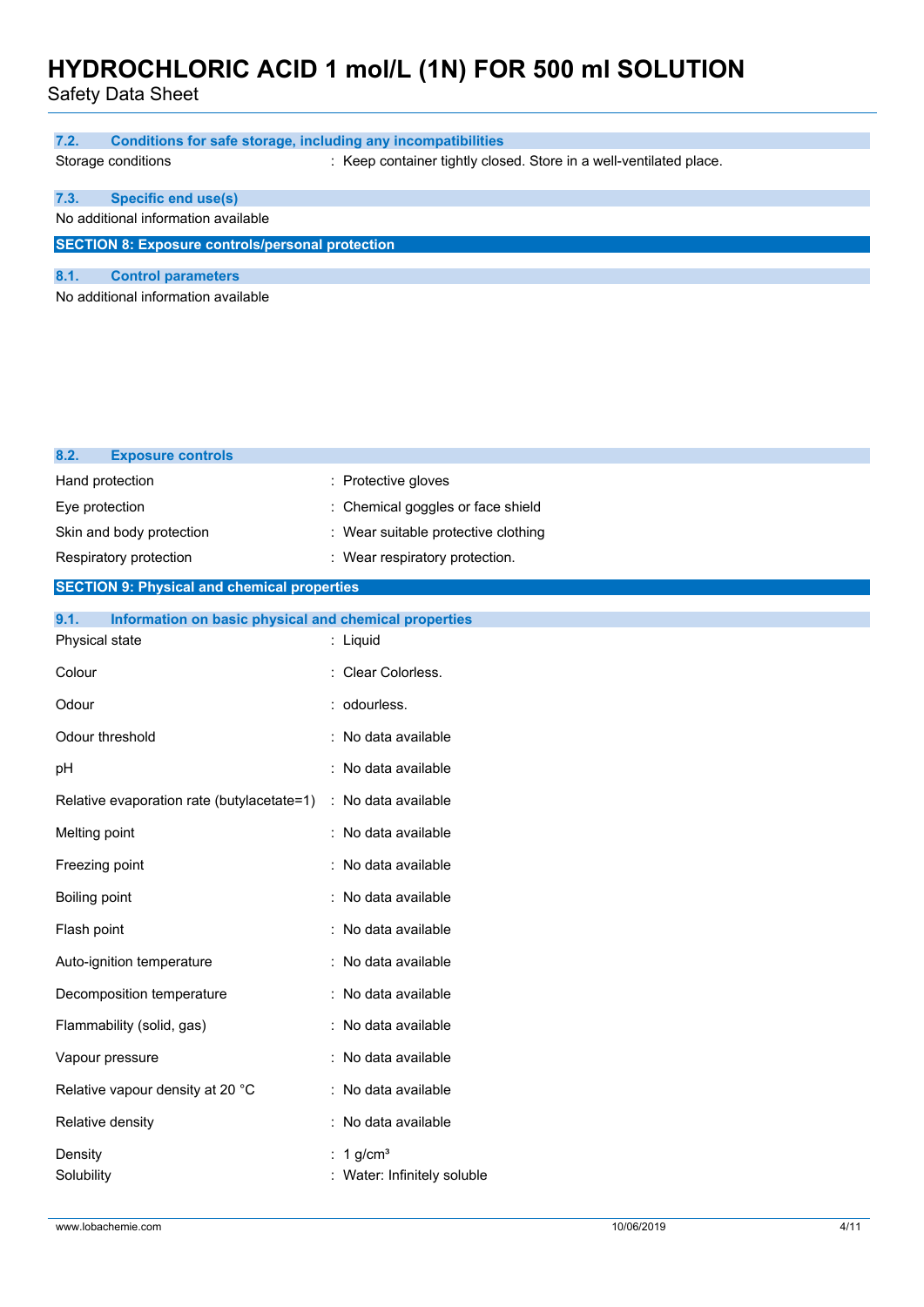### 7.2. Conditions for safe storage, including any incompatibilities

| | |
|---|---|
| Storage conditions | : Keep container tightly closed. Store in a well-ventilated place. |

### 7.3. Specific end use(s)

No additional information available

## SECTION 8: Exposure controls/personal protection

### 8.1. Control parameters

No additional information available

### 8.2. Exposure controls

| | |
|---|---|
| Hand protection | : Protective gloves |
| Eye protection | : Chemical goggles or face shield |
| Skin and body protection | : Wear suitable protective clothing |
| Respiratory protection | : Wear respiratory protection. |

## SECTION 9: Physical and chemical properties

### 9.1. Information on basic physical and chemical properties

| | |
|---|---|
| Physical state | : Liquid |
| Colour | : Clear Colorless. |
| Odour | : odourless. |
| Odour threshold | : No data available |
| pH | : No data available |
| Relative evaporation rate (butylacetate=1) | : No data available |
| Melting point | : No data available |
| Freezing point | : No data available |
| Boiling point | : No data available |
| Flash point | : No data available |
| Auto-ignition temperature | : No data available |
| Decomposition temperature | : No data available |
| Flammability (solid, gas) | : No data available |
| Vapour pressure | : No data available |
| Relative vapour density at 20 °C | : No data available |
| Relative density | : No data available |
| Density | : 1 g/cm³ |
| Solubility | : Water: Infinitely soluble |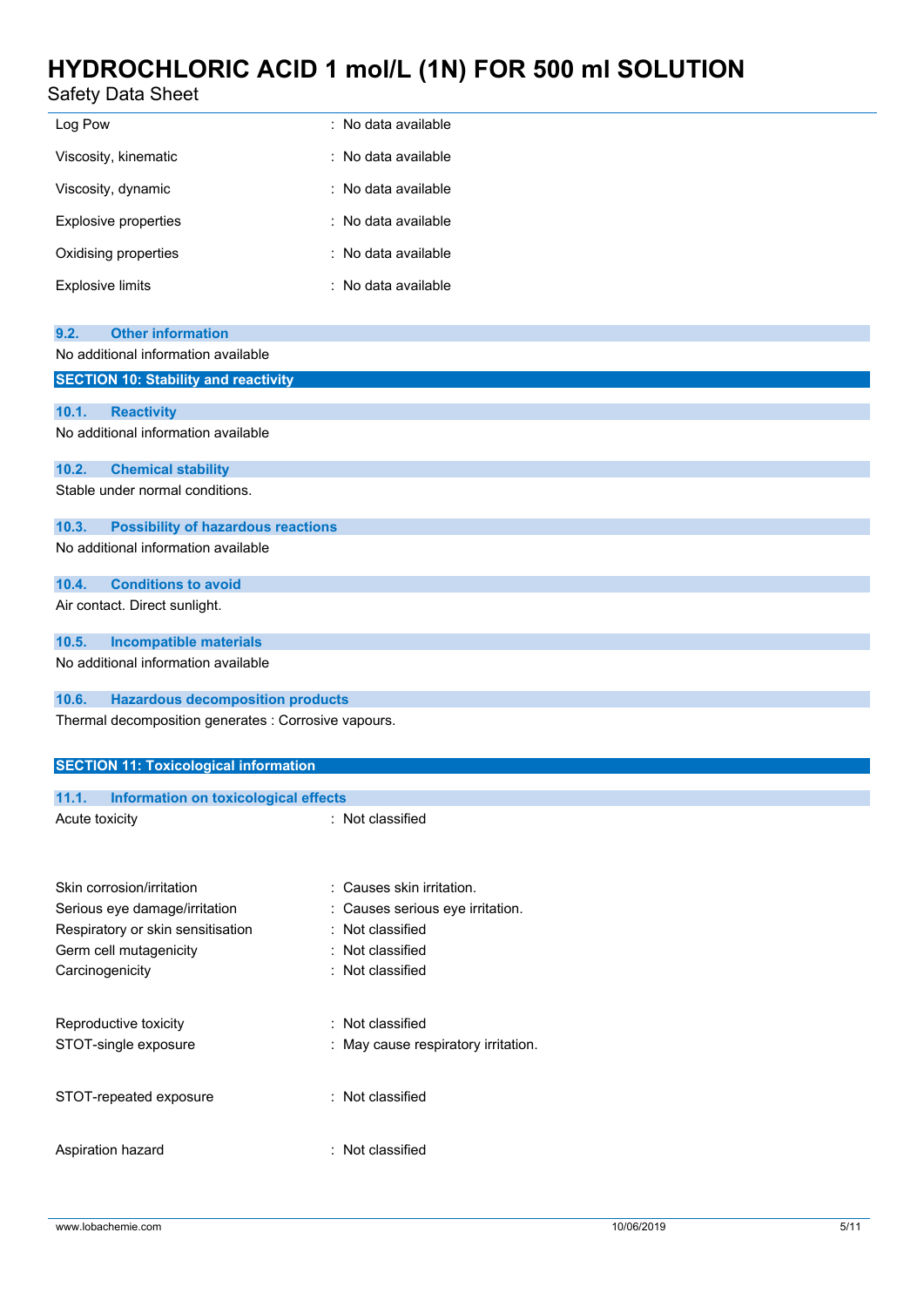| | |
|---|---|
| Log Pow | : No data available |
| Viscosity, kinematic | : No data available |
| Viscosity, dynamic | : No data available |
| Explosive properties | : No data available |
| Oxidising properties | : No data available |
| Explosive limits | : No data available |

### 9.2. Other information

No additional information available

## SECTION 10: Stability and reactivity

### 10.1. Reactivity

No additional information available

### 10.2. Chemical stability

Stable under normal conditions.

### 10.3. Possibility of hazardous reactions

No additional information available

### 10.4. Conditions to avoid

Air contact. Direct sunlight.

### 10.5. Incompatible materials

No additional information available

### 10.6. Hazardous decomposition products

Thermal decomposition generates : Corrosive vapours.

## SECTION 11: Toxicological information

### 11.1. Information on toxicological effects

| | |
|---|---|
| Acute toxicity | : Not classified |
| Skin corrosion/irritation | : Causes skin irritation. |
| Serious eye damage/irritation | : Causes serious eye irritation. |
| Respiratory or skin sensitisation | : Not classified |
| Germ cell mutagenicity | : Not classified |
| Carcinogenicity | : Not classified |
| Reproductive toxicity | : Not classified |
| STOT-single exposure | : May cause respiratory irritation. |
| STOT-repeated exposure | : Not classified |
| Aspiration hazard | : Not classified |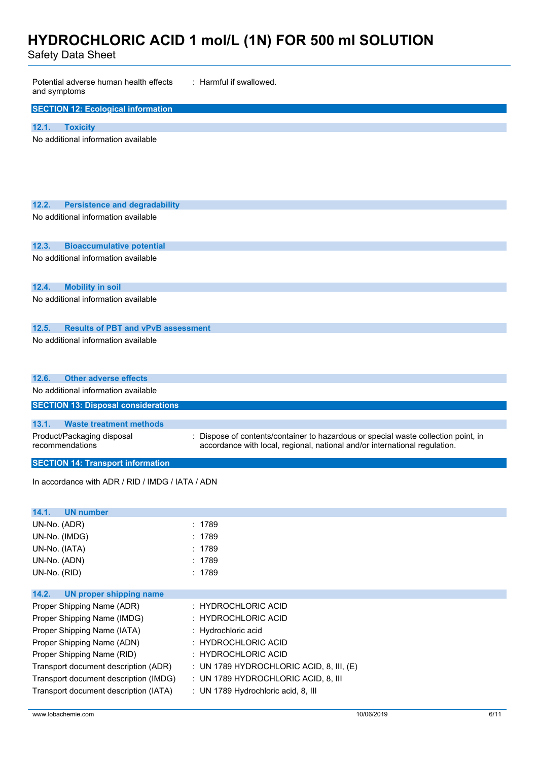Potential adverse human health effects and symptoms : Harmful if swallowed.

## SECTION 12: Ecological information

### 12.1. Toxicity

No additional information available

### 12.2. Persistence and degradability

No additional information available

### 12.3. Bioaccumulative potential

No additional information available

### 12.4. Mobility in soil

No additional information available

### 12.5. Results of PBT and vPvB assessment

No additional information available

### 12.6. Other adverse effects

No additional information available

## SECTION 13: Disposal considerations

### 13.1. Waste treatment methods

Product/Packaging disposal recommendations : Dispose of contents/container to hazardous or special waste collection point, in accordance with local, regional, national and/or international regulation.

## SECTION 14: Transport information

In accordance with ADR / RID / IMDG / IATA / ADN

### 14.1. UN number

| | |
|---|---|
| UN-No. (ADR) | : 1789 |
| UN-No. (IMDG) | : 1789 |
| UN-No. (IATA) | : 1789 |
| UN-No. (ADN) | : 1789 |
| UN-No. (RID) | : 1789 |

### 14.2. UN proper shipping name

| | |
|---|---|
| Proper Shipping Name (ADR) | : HYDROCHLORIC ACID |
| Proper Shipping Name (IMDG) | : HYDROCHLORIC ACID |
| Proper Shipping Name (IATA) | : Hydrochloric acid |
| Proper Shipping Name (ADN) | : HYDROCHLORIC ACID |
| Proper Shipping Name (RID) | : HYDROCHLORIC ACID |
| Transport document description (ADR) | : UN 1789 HYDROCHLORIC ACID, 8, III, (E) |
| Transport document description (IMDG) | : UN 1789 HYDROCHLORIC ACID, 8, III |
| Transport document description (IATA) | : UN 1789 Hydrochloric acid, 8, III |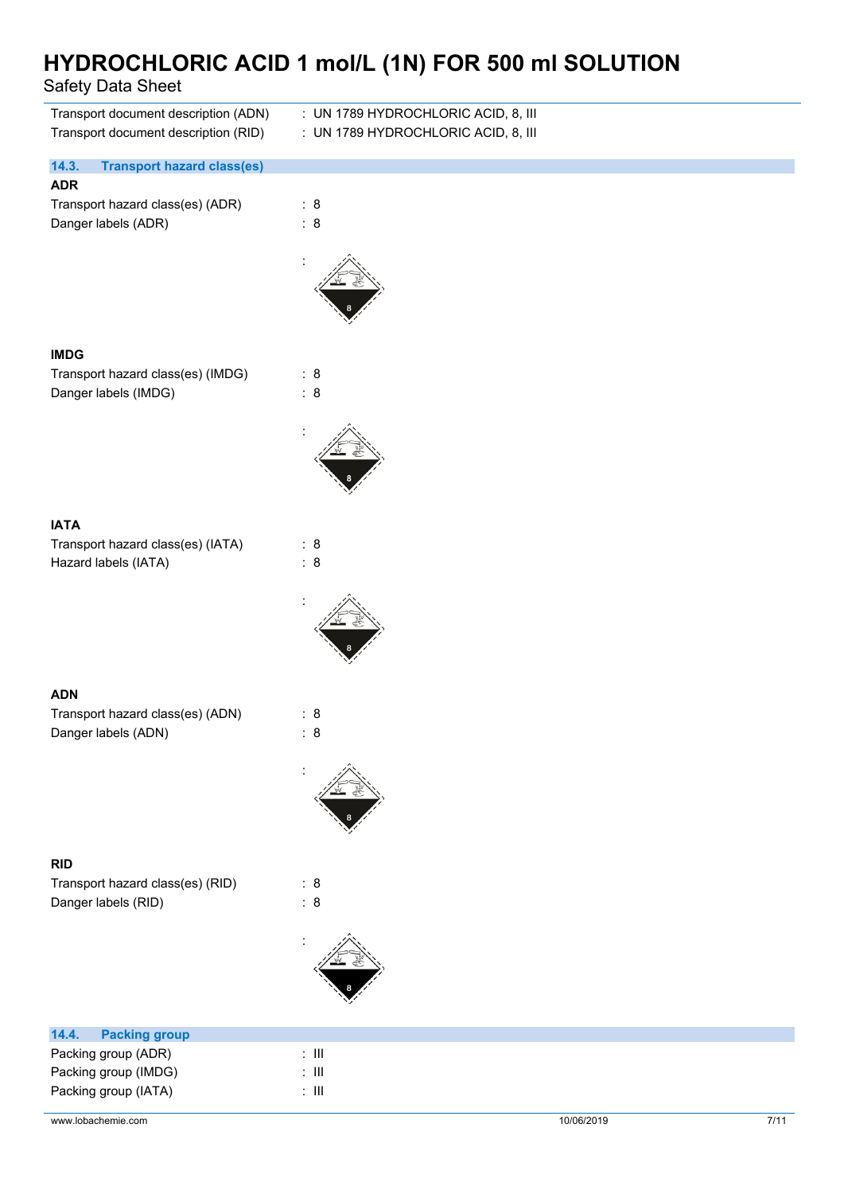Transport document description (ADN) : UN 1789 HYDROCHLORIC ACID, 8, III
Transport document description (RID) : UN 1789 HYDROCHLORIC ACID, 8, III

## 14.3. Transport hazard class(es)

**ADR**

Transport hazard class(es) (ADR) : 8
Danger labels (ADR) : 8

:

**IMDG**

Transport hazard class(es) (IMDG) : 8
Danger labels (IMDG) : 8

:

**IATA**

Transport hazard class(es) (IATA) : 8
Hazard labels (IATA) : 8

:

**ADN**

Transport hazard class(es) (ADN) : 8
Danger labels (ADN) : 8

:

**RID**

Transport hazard class(es) (RID) : 8
Danger labels (RID) : 8

:

## 14.4. Packing group

Packing group (ADR) : III
Packing group (IMDG) : III
Packing group (IATA) : III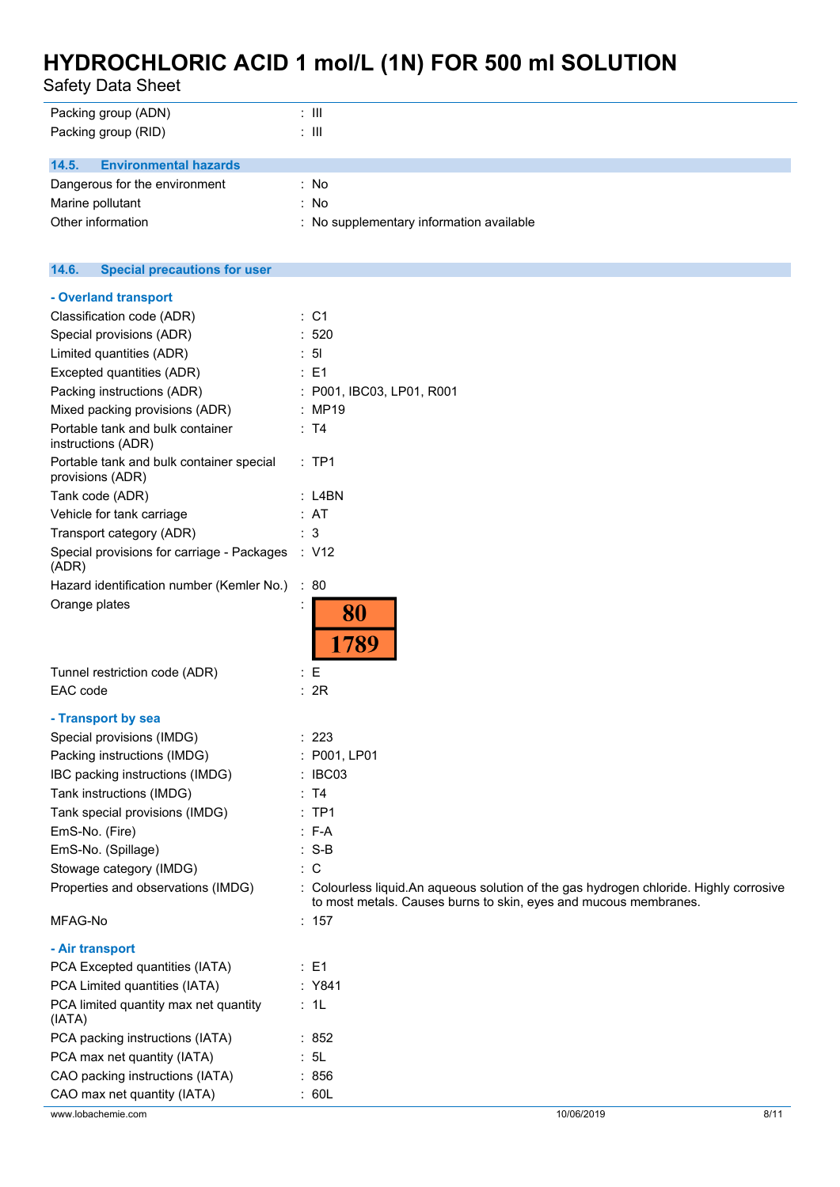| | |
|---|---|
| Packing group (ADN) | : III |
| Packing group (RID) | : III |

## 14.5. Environmental hazards

| | |
|---|---|
| Dangerous for the environment | : No |
| Marine pollutant | : No |
| Other information | : No supplementary information available |

## 14.6. Special precautions for user

### - Overland transport

| | |
|---|---|
| Classification code (ADR) | : C1 |
| Special provisions (ADR) | : 520 |
| Limited quantities (ADR) | : 5l |
| Excepted quantities (ADR) | : E1 |
| Packing instructions (ADR) | : P001, IBC03, LP01, R001 |
| Mixed packing provisions (ADR) | : MP19 |
| Portable tank and bulk container instructions (ADR) | : T4 |
| Portable tank and bulk container special provisions (ADR) | : TP1 |
| Tank code (ADR) | : L4BN |
| Vehicle for tank carriage | : AT |
| Transport category (ADR) | : 3 |
| Special provisions for carriage - Packages (ADR) | : V12 |
| Hazard identification number (Kemler No.) | : 80 |
| Orange plates | : 80 / 1789 |
| Tunnel restriction code (ADR) | : E |
| EAC code | : 2R |

### - Transport by sea

| | |
|---|---|
| Special provisions (IMDG) | : 223 |
| Packing instructions (IMDG) | : P001, LP01 |
| IBC packing instructions (IMDG) | : IBC03 |
| Tank instructions (IMDG) | : T4 |
| Tank special provisions (IMDG) | : TP1 |
| EmS-No. (Fire) | : F-A |
| EmS-No. (Spillage) | : S-B |
| Stowage category (IMDG) | : C |
| Properties and observations (IMDG) | : Colourless liquid.An aqueous solution of the gas hydrogen chloride. Highly corrosive to most metals. Causes burns to skin, eyes and mucous membranes. |
| MFAG-No | : 157 |

### - Air transport

| | |
|---|---|
| PCA Excepted quantities (IATA) | : E1 |
| PCA Limited quantities (IATA) | : Y841 |
| PCA limited quantity max net quantity (IATA) | : 1L |
| PCA packing instructions (IATA) | : 852 |
| PCA max net quantity (IATA) | : 5L |
| CAO packing instructions (IATA) | : 856 |
| CAO max net quantity (IATA) | : 60L |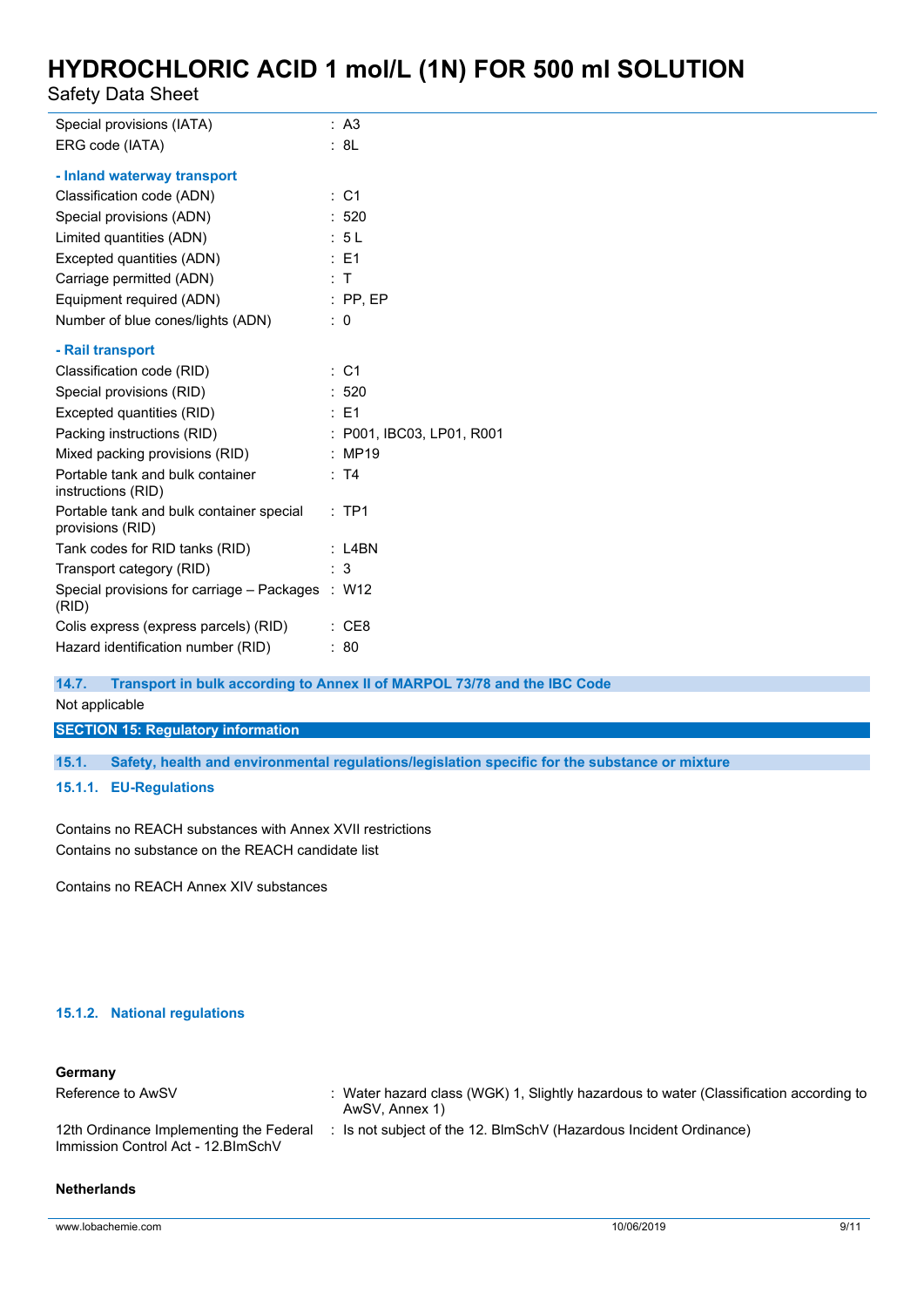| | |
|---|---|
| Special provisions (IATA) | : A3 |
| ERG code (IATA) | : 8L |

**- Inland waterway transport**

| | |
|---|---|
| Classification code (ADN) | : C1 |
| Special provisions (ADN) | : 520 |
| Limited quantities (ADN) | : 5 L |
| Excepted quantities (ADN) | : E1 |
| Carriage permitted (ADN) | : T |
| Equipment required (ADN) | : PP, EP |
| Number of blue cones/lights (ADN) | : 0 |

**- Rail transport**

| | |
|---|---|
| Classification code (RID) | : C1 |
| Special provisions (RID) | : 520 |
| Excepted quantities (RID) | : E1 |
| Packing instructions (RID) | : P001, IBC03, LP01, R001 |
| Mixed packing provisions (RID) | : MP19 |
| Portable tank and bulk container instructions (RID) | : T4 |
| Portable tank and bulk container special provisions (RID) | : TP1 |
| Tank codes for RID tanks (RID) | : L4BN |
| Transport category (RID) | : 3 |
| Special provisions for carriage – Packages (RID) | : W12 |
| Colis express (express parcels) (RID) | : CE8 |
| Hazard identification number (RID) | : 80 |

### 14.7. Transport in bulk according to Annex II of MARPOL 73/78 and the IBC Code

Not applicable

## SECTION 15: Regulatory information

### 15.1. Safety, health and environmental regulations/legislation specific for the substance or mixture

#### 15.1.1. EU-Regulations

Contains no REACH substances with Annex XVII restrictions
Contains no substance on the REACH candidate list

Contains no REACH Annex XIV substances

#### 15.1.2. National regulations

**Germany**

| | |
|---|---|
| Reference to AwSV | : Water hazard class (WGK) 1, Slightly hazardous to water (Classification according to AwSV, Annex 1) |
| 12th Ordinance Implementing the Federal Immission Control Act - 12.BImSchV | : Is not subject of the 12. BlmSchV (Hazardous Incident Ordinance) |

**Netherlands**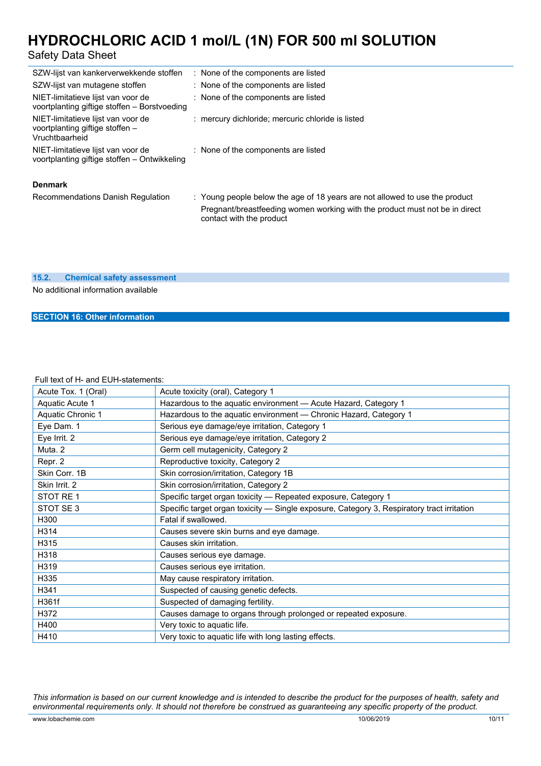| | |
|---|---|
| SZW-lijst van kankerverwekkende stoffen | : None of the components are listed |
| SZW-lijst van mutagene stoffen | : None of the components are listed |
| NIET-limitatieve lijst van voor de voortplanting giftige stoffen – Borstvoeding | : None of the components are listed |
| NIET-limitatieve lijst van voor de voortplanting giftige stoffen – Vruchtbaarheid | : mercury dichloride; mercuric chloride is listed |
| NIET-limitatieve lijst van voor de voortplanting giftige stoffen – Ontwikkeling | : None of the components are listed |

**Denmark**

| | |
|---|---|
| Recommendations Danish Regulation | : Young people below the age of 18 years are not allowed to use the product<br>Pregnant/breastfeeding women working with the product must not be in direct contact with the product |

### 15.2. Chemical safety assessment

No additional information available

## SECTION 16: Other information

Full text of H- and EUH-statements:

| | |
|---|---|
| Acute Tox. 1 (Oral) | Acute toxicity (oral), Category 1 |
| Aquatic Acute 1 | Hazardous to the aquatic environment — Acute Hazard, Category 1 |
| Aquatic Chronic 1 | Hazardous to the aquatic environment — Chronic Hazard, Category 1 |
| Eye Dam. 1 | Serious eye damage/eye irritation, Category 1 |
| Eye Irrit. 2 | Serious eye damage/eye irritation, Category 2 |
| Muta. 2 | Germ cell mutagenicity, Category 2 |
| Repr. 2 | Reproductive toxicity, Category 2 |
| Skin Corr. 1B | Skin corrosion/irritation, Category 1B |
| Skin Irrit. 2 | Skin corrosion/irritation, Category 2 |
| STOT RE 1 | Specific target organ toxicity — Repeated exposure, Category 1 |
| STOT SE 3 | Specific target organ toxicity — Single exposure, Category 3, Respiratory tract irritation |
| H300 | Fatal if swallowed. |
| H314 | Causes severe skin burns and eye damage. |
| H315 | Causes skin irritation. |
| H318 | Causes serious eye damage. |
| H319 | Causes serious eye irritation. |
| H335 | May cause respiratory irritation. |
| H341 | Suspected of causing genetic defects. |
| H361f | Suspected of damaging fertility. |
| H372 | Causes damage to organs through prolonged or repeated exposure. |
| H400 | Very toxic to aquatic life. |
| H410 | Very toxic to aquatic life with long lasting effects. |

*This information is based on our current knowledge and is intended to describe the product for the purposes of health, safety and environmental requirements only. It should not therefore be construed as guaranteeing any specific property of the product.*